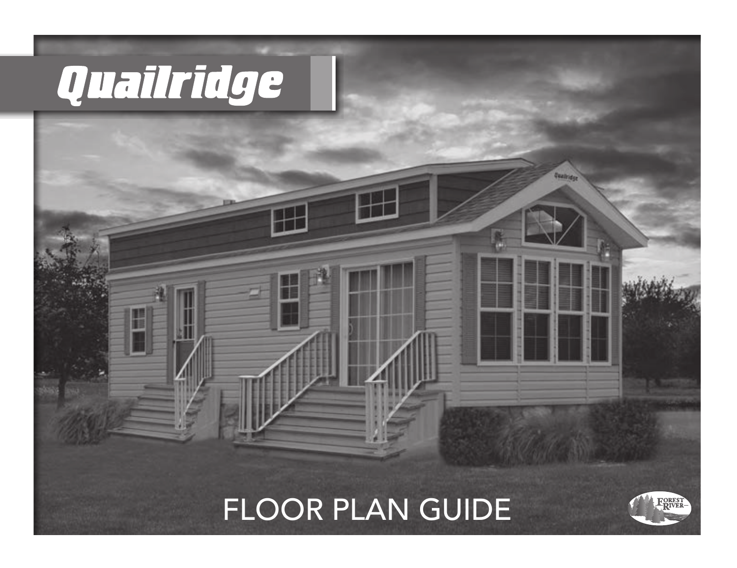# Quailridge

FLOOR PLAN GUIDE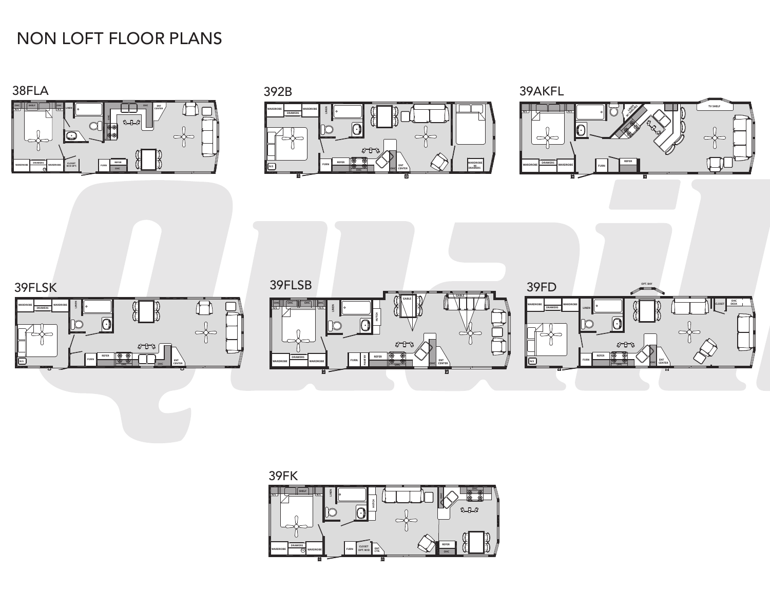# NON LOFT FLOOR PLANS

## 38FLA

OHC, SHELF, OHC, N/S, N/S, LINEN, OHC, OHC, ENT CENTER, WARDROBE, DRAWERS, WARDROBE, CLOSET W/D OPT., FURN, REFER, OHC

## 392B

WARDROBE, DRAWERS, WARDROBE, LINEN, N/S, FURN, REFER, OHC, ENT CENTER, OHC, WARDROBE W/ DRAWERS

## 39AKFL

N/S, N/S, LINEN W/ SHELVES, TV SHELF, WARDROBE, DRAWERS, WARDROBE, FURN, REFER

## 39FLSK

WARDROBE, DRAWERS, WARDROBE, LINEN, N/S, FURN, REFER, OHC, OHC, ENT CENTER

## 39FLSB

OHC, OHC, OHC, OHC, N/S, N/S, LINEN, HUTCH, GABLE, GABLE, WARDROBE, DRAWERS, WARDROBE, FURN., PANTRY, REFER, OHC, OHC, ENT CENTER

## 39FD

OPT. BAY, WARDROBE, DRAWERS, WARDROBE, LINEN, CLOSET, OHC DESK, N/S, FURN, REFER, OHC, OHC, ENT CENTER

## 39FK

N/S, SHELF, N/S, LINEN, HUTCH, OHC, OHC, WARDROBE, DRAWERS, WARDROBE, FURN, CLOSET OPT. W/D, ENT. CTR., REFER, OHC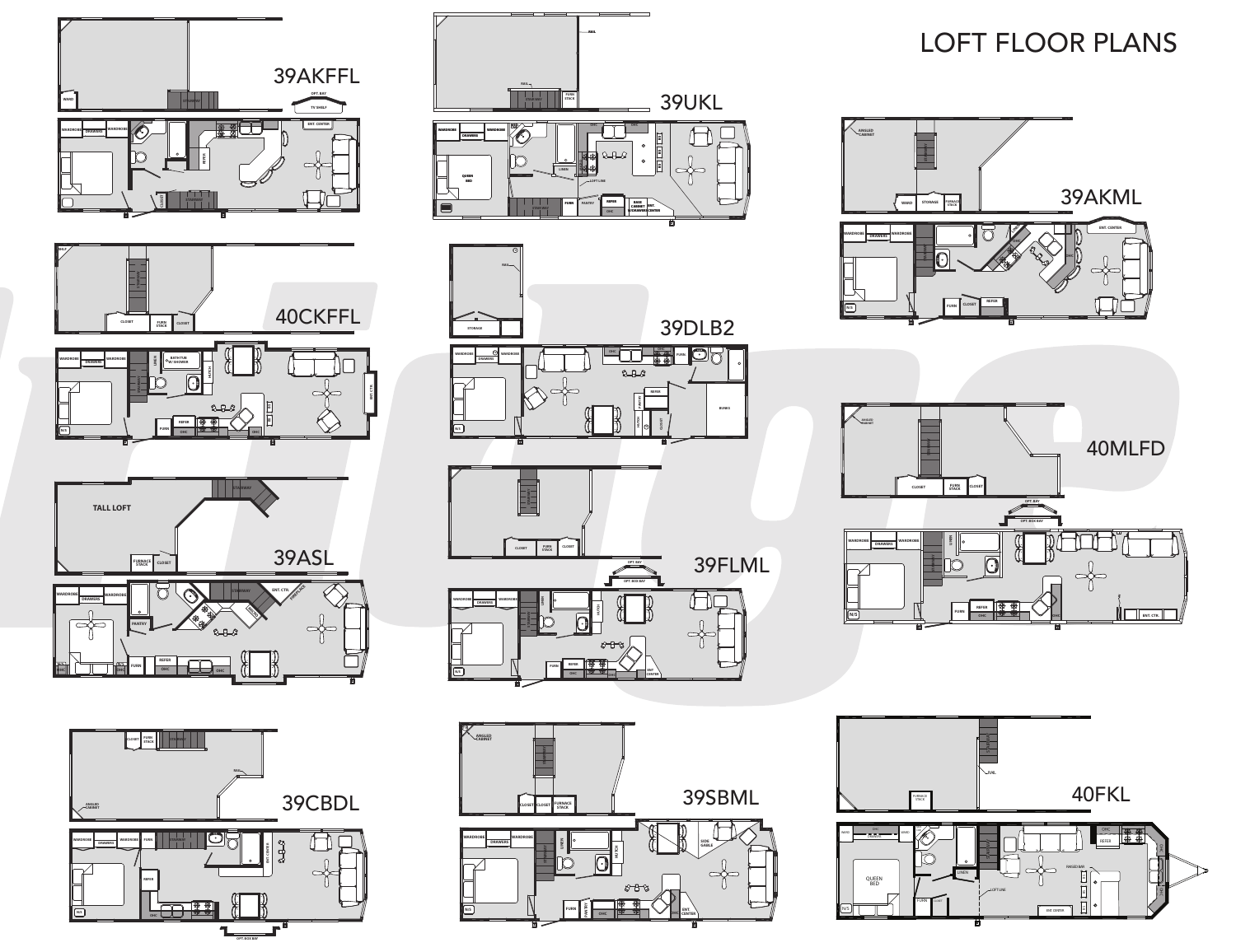# LOFT FLOOR PLANS

39AKFFL

39UKL

39AKML

40CKFFL

39DLB2

40MLFD

39ASL

39FLML

39CBDL

39SBML

40FKL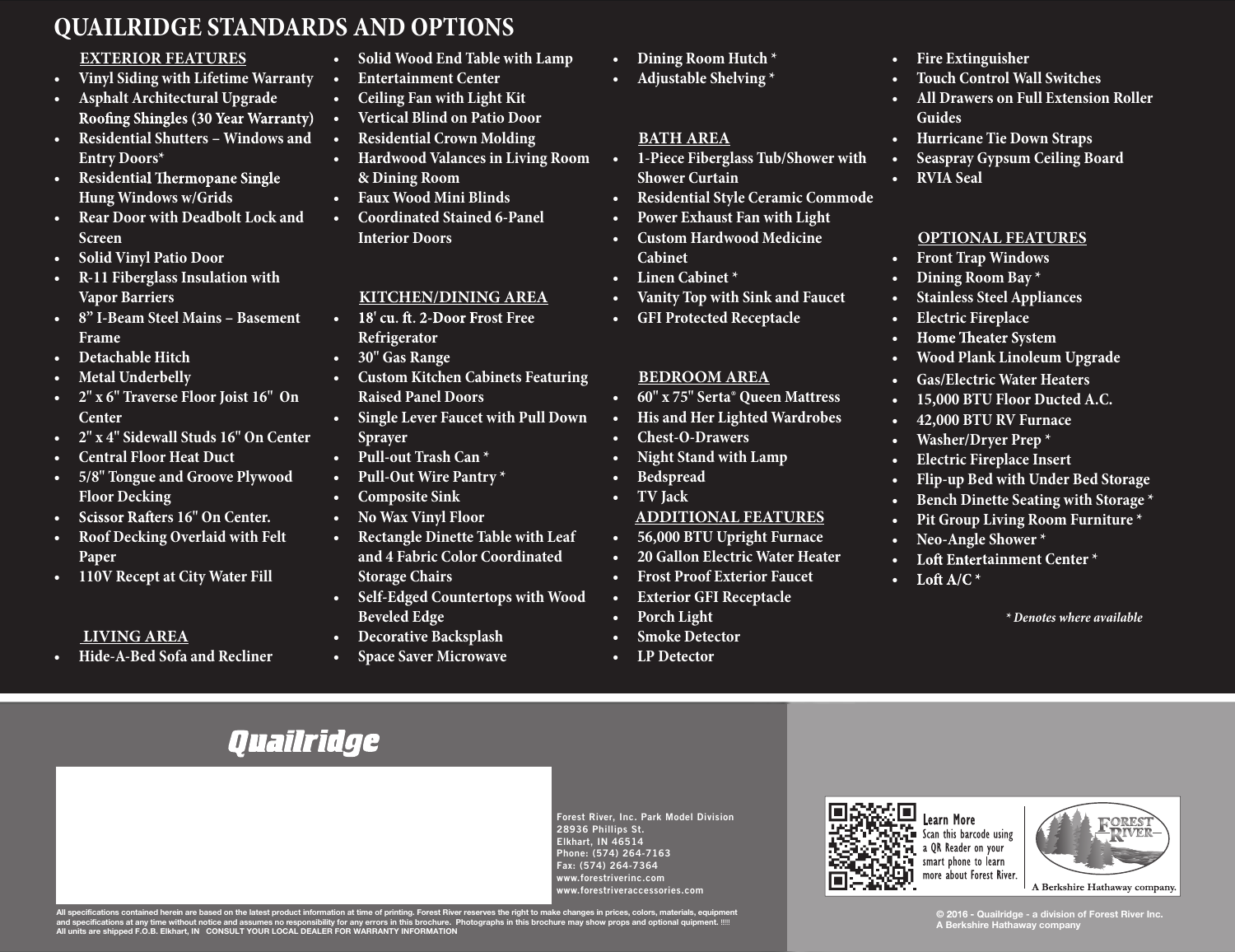# QUAILRIDGE STANDARDS AND OPTIONS

## EXTERIOR FEATURES

- Vinyl Siding with Lifetime Warranty
- Asphalt Architectural Upgrade Roofing Shingles (30 Year Warranty)
- Residential Shutters – Windows and Entry Doors*
- Residential Thermopane Single Hung Windows w/Grids
- Rear Door with Deadbolt Lock and Screen
- Solid Vinyl Patio Door
- R-11 Fiberglass Insulation with Vapor Barriers
- 8" I-Beam Steel Mains – Basement Frame
- Detachable Hitch
- Metal Underbelly
- 2" x 6" Traverse Floor Joist 16" On Center
- 2" x 4" Sidewall Studs 16" On Center
- Central Floor Heat Duct
- 5/8" Tongue and Groove Plywood Floor Decking
- Scissor Rafters 16" On Center.
- Roof Decking Overlaid with Felt Paper
- 110V Recept at City Water Fill

## LIVING AREA

- Hide-A-Bed Sofa and Recliner
- Solid Wood End Table with Lamp
- Entertainment Center
- Ceiling Fan with Light Kit
- Vertical Blind on Patio Door
- Residential Crown Molding
- Hardwood Valances in Living Room & Dining Room
- Faux Wood Mini Blinds
- Coordinated Stained 6-Panel Interior Doors

## KITCHEN/DINING AREA

- 18' cu. ft. 2-Door Frost Free Refrigerator
- 30" Gas Range
- Custom Kitchen Cabinets Featuring Raised Panel Doors
- Single Lever Faucet with Pull Down Sprayer
- Pull-out Trash Can *
- Pull-Out Wire Pantry *
- Composite Sink
- No Wax Vinyl Floor
- Rectangle Dinette Table with Leaf and 4 Fabric Color Coordinated Storage Chairs
- Self-Edged Countertops with Wood Beveled Edge
- Decorative Backsplash
- Space Saver Microwave
- Dining Room Hutch *
- Adjustable Shelving *

## BATH AREA

- 1-Piece Fiberglass Tub/Shower with Shower Curtain
- Residential Style Ceramic Commode
- Power Exhaust Fan with Light
- Custom Hardwood Medicine Cabinet
- Linen Cabinet *
- Vanity Top with Sink and Faucet
- GFI Protected Receptacle

## BEDROOM AREA

- 60" x 75" Serta® Queen Mattress
- His and Her Lighted Wardrobes
- Chest-O-Drawers
- Night Stand with Lamp
- Bedspread
- TV Jack

## ADDITIONAL FEATURES

- 56,000 BTU Upright Furnace
- 20 Gallon Electric Water Heater
- Frost Proof Exterior Faucet
- Exterior GFI Receptacle
- Porch Light
- Smoke Detector
- LP Detector
- Fire Extinguisher
- Touch Control Wall Switches
- All Drawers on Full Extension Roller Guides
- Hurricane Tie Down Straps
- Seaspray Gypsum Ceiling Board
- RVIA Seal

## OPTIONAL FEATURES

- Front Trap Windows
- Dining Room Bay *
- Stainless Steel Appliances
- Electric Fireplace
- Home Theater System
- Wood Plank Linoleum Upgrade
- Gas/Electric Water Heaters
- 15,000 BTU Floor Ducted A.C.
- 42,000 BTU RV Furnace
- Washer/Dryer Prep *
- Electric Fireplace Insert
- Flip-up Bed with Under Bed Storage
- Bench Dinette Seating with Storage *
- Pit Group Living Room Furniture *
- Neo-Angle Shower *
- Loft Entertainment Center *
- Loft A/C *

*\* Denotes where available*

**Quailridge**

Forest River, Inc. Park Model Division
28936 Phillips St.
Elkhart, IN 46514
Phone: (574) 264-7163
Fax: (574) 264-7364
www.forestriverinc.com
www.forestriveraccessories.com

**Learn More**
Scan this barcode using a QR Reader on your smart phone to learn more about Forest River.

FOREST RIVER
A Berkshire Hathaway company.

All specifications contained herein are based on the latest product information at time of printing. Forest River reserves the right to make changes in prices, colors, materials, equipment and specifications at any time without notice and assumes no responsibility for any errors in this brochure. Photographs in this brochure may show props and optional quipment. !!!!
All units are shipped F.O.B. Elkhart, IN CONSULT YOUR LOCAL DEALER FOR WARRANTY INFORMATION

© 2016 - Quailridge - a division of Forest River Inc.
A Berkshire Hathaway company